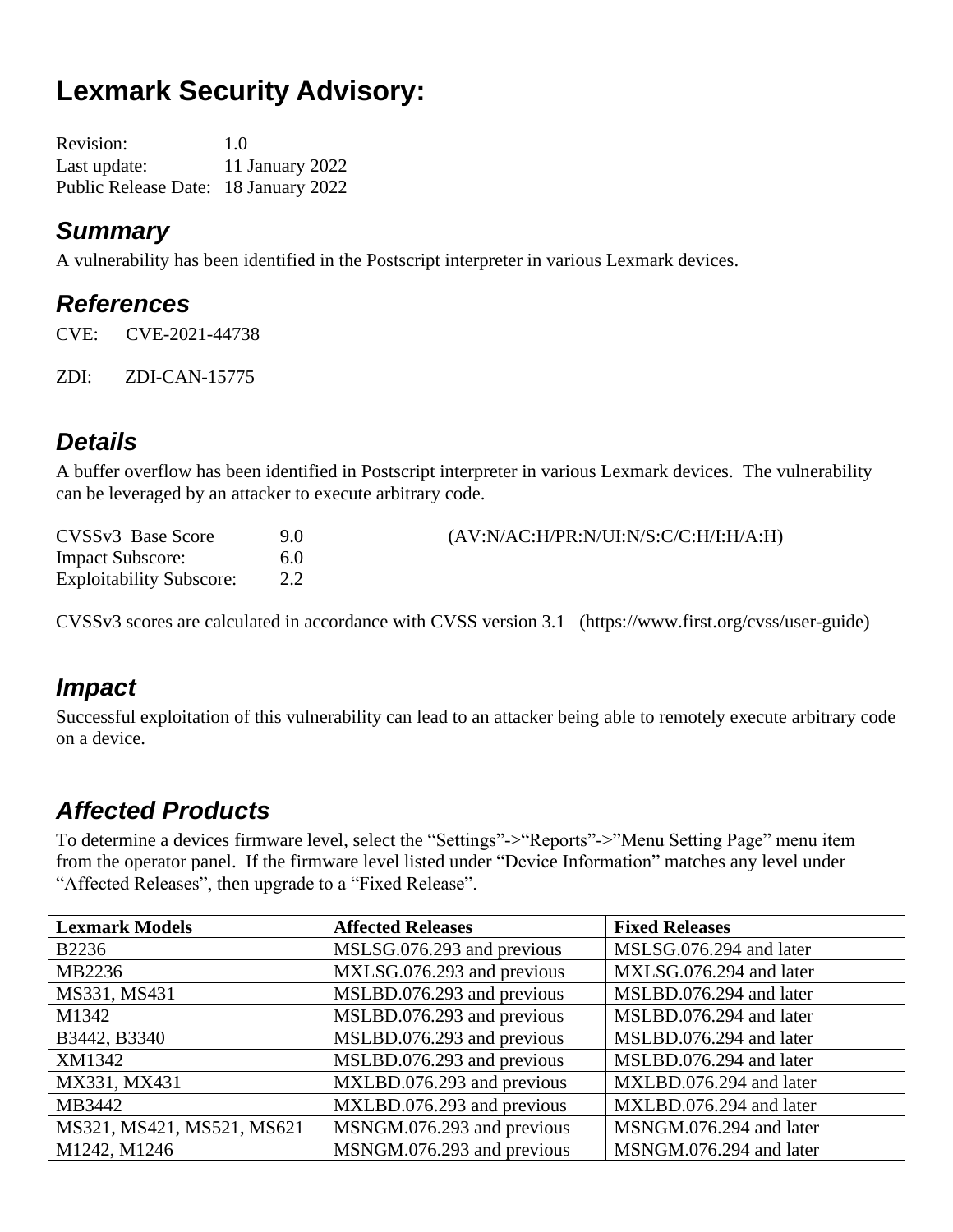# Lexmark Security Advisory:

Revision: 1.0
Last update: 11 January 2022
Public Release Date: 18 January 2022

## *Summary*

A vulnerability has been identified in the Postscript interpreter in various Lexmark devices.

## *References*

CVE: CVE-2021-44738

ZDI: ZDI-CAN-15775

## *Details*

A buffer overflow has been identified in Postscript interpreter in various Lexmark devices. The vulnerability can be leveraged by an attacker to execute arbitrary code.

CVSSv3 Base Score 9.0 (AV:N/AC:H/PR:N/UI:N/S:C/C:H/I:H/A:H)
Impact Subscore: 6.0
Exploitability Subscore: 2.2

CVSSv3 scores are calculated in accordance with CVSS version 3.1 (https://www.first.org/cvss/user-guide)

## *Impact*

Successful exploitation of this vulnerability can lead to an attacker being able to remotely execute arbitrary code on a device.

## *Affected Products*

To determine a devices firmware level, select the "Settings"->"Reports"->"Menu Setting Page" menu item from the operator panel. If the firmware level listed under "Device Information" matches any level under "Affected Releases", then upgrade to a "Fixed Release".

| Lexmark Models | Affected Releases | Fixed Releases |
|---|---|---|
| B2236 | MSLSG.076.293 and previous | MSLSG.076.294 and later |
| MB2236 | MXLSG.076.293 and previous | MXLSG.076.294 and later |
| MS331, MS431 | MSLBD.076.293 and previous | MSLBD.076.294 and later |
| M1342 | MSLBD.076.293 and previous | MSLBD.076.294 and later |
| B3442, B3340 | MSLBD.076.293 and previous | MSLBD.076.294 and later |
| XM1342 | MSLBD.076.293 and previous | MSLBD.076.294 and later |
| MX331, MX431 | MXLBD.076.293 and previous | MXLBD.076.294 and later |
| MB3442 | MXLBD.076.293 and previous | MXLBD.076.294 and later |
| MS321, MS421, MS521, MS621 | MSNGM.076.293 and previous | MSNGM.076.294 and later |
| M1242, M1246 | MSNGM.076.293 and previous | MSNGM.076.294 and later |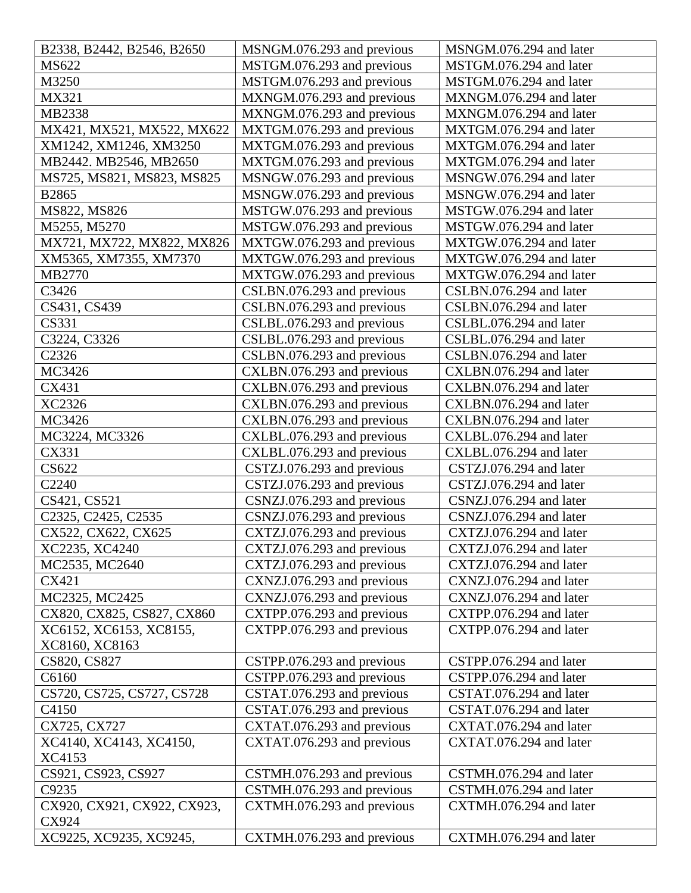| | | |
|---|---|---|
| B2338, B2442, B2546, B2650 | MSNGM.076.293 and previous | MSNGM.076.294 and later |
| MS622 | MSTGM.076.293 and previous | MSTGM.076.294 and later |
| M3250 | MSTGM.076.293 and previous | MSTGM.076.294 and later |
| MX321 | MXNGM.076.293 and previous | MXNGM.076.294 and later |
| MB2338 | MXNGM.076.293 and previous | MXNGM.076.294 and later |
| MX421, MX521, MX522, MX622 | MXTGM.076.293 and previous | MXTGM.076.294 and later |
| XM1242, XM1246, XM3250 | MXTGM.076.293 and previous | MXTGM.076.294 and later |
| MB2442. MB2546, MB2650 | MXTGM.076.293 and previous | MXTGM.076.294 and later |
| MS725, MS821, MS823, MS825 | MSNGW.076.293 and previous | MSNGW.076.294 and later |
| B2865 | MSNGW.076.293 and previous | MSNGW.076.294 and later |
| MS822, MS826 | MSTGW.076.293 and previous | MSTGW.076.294 and later |
| M5255, M5270 | MSTGW.076.293 and previous | MSTGW.076.294 and later |
| MX721, MX722, MX822, MX826 | MXTGW.076.293 and previous | MXTGW.076.294 and later |
| XM5365, XM7355, XM7370 | MXTGW.076.293 and previous | MXTGW.076.294 and later |
| MB2770 | MXTGW.076.293 and previous | MXTGW.076.294 and later |
| C3426 | CSLBN.076.293 and previous | CSLBN.076.294 and later |
| CS431, CS439 | CSLBN.076.293 and previous | CSLBN.076.294 and later |
| CS331 | CSLBL.076.293 and previous | CSLBL.076.294 and later |
| C3224, C3326 | CSLBL.076.293 and previous | CSLBL.076.294 and later |
| C2326 | CSLBN.076.293 and previous | CSLBN.076.294 and later |
| MC3426 | CXLBN.076.293 and previous | CXLBN.076.294 and later |
| CX431 | CXLBN.076.293 and previous | CXLBN.076.294 and later |
| XC2326 | CXLBN.076.293 and previous | CXLBN.076.294 and later |
| MC3426 | CXLBN.076.293 and previous | CXLBN.076.294 and later |
| MC3224, MC3326 | CXLBL.076.293 and previous | CXLBL.076.294 and later |
| CX331 | CXLBL.076.293 and previous | CXLBL.076.294 and later |
| CS622 | CSTZJ.076.293 and previous | CSTZJ.076.294 and later |
| C2240 | CSTZJ.076.293 and previous | CSTZJ.076.294 and later |
| CS421, CS521 | CSNZJ.076.293 and previous | CSNZJ.076.294 and later |
| C2325, C2425, C2535 | CSNZJ.076.293 and previous | CSNZJ.076.294 and later |
| CX522, CX622, CX625 | CXTZJ.076.293 and previous | CXTZJ.076.294 and later |
| XC2235, XC4240 | CXTZJ.076.293 and previous | CXTZJ.076.294 and later |
| MC2535, MC2640 | CXTZJ.076.293 and previous | CXTZJ.076.294 and later |
| CX421 | CXNZJ.076.293 and previous | CXNZJ.076.294 and later |
| MC2325, MC2425 | CXNZJ.076.293 and previous | CXNZJ.076.294 and later |
| CX820, CX825, CS827, CX860 | CXTPP.076.293 and previous | CXTPP.076.294 and later |
| XC6152, XC6153, XC8155, XC8160, XC8163 | CXTPP.076.293 and previous | CXTPP.076.294 and later |
| CS820, CS827 | CSTPP.076.293 and previous | CSTPP.076.294 and later |
| C6160 | CSTPP.076.293 and previous | CSTPP.076.294 and later |
| CS720, CS725, CS727, CS728 | CSTAT.076.293 and previous | CSTAT.076.294 and later |
| C4150 | CSTAT.076.293 and previous | CSTAT.076.294 and later |
| CX725, CX727 | CXTAT.076.293 and previous | CXTAT.076.294 and later |
| XC4140, XC4143, XC4150, XC4153 | CXTAT.076.293 and previous | CXTAT.076.294 and later |
| CS921, CS923, CS927 | CSTMH.076.293 and previous | CSTMH.076.294 and later |
| C9235 | CSTMH.076.293 and previous | CSTMH.076.294 and later |
| CX920, CX921, CX922, CX923, CX924 | CXTMH.076.293 and previous | CXTMH.076.294 and later |
| XC9225, XC9235, XC9245, | CXTMH.076.293 and previous | CXTMH.076.294 and later |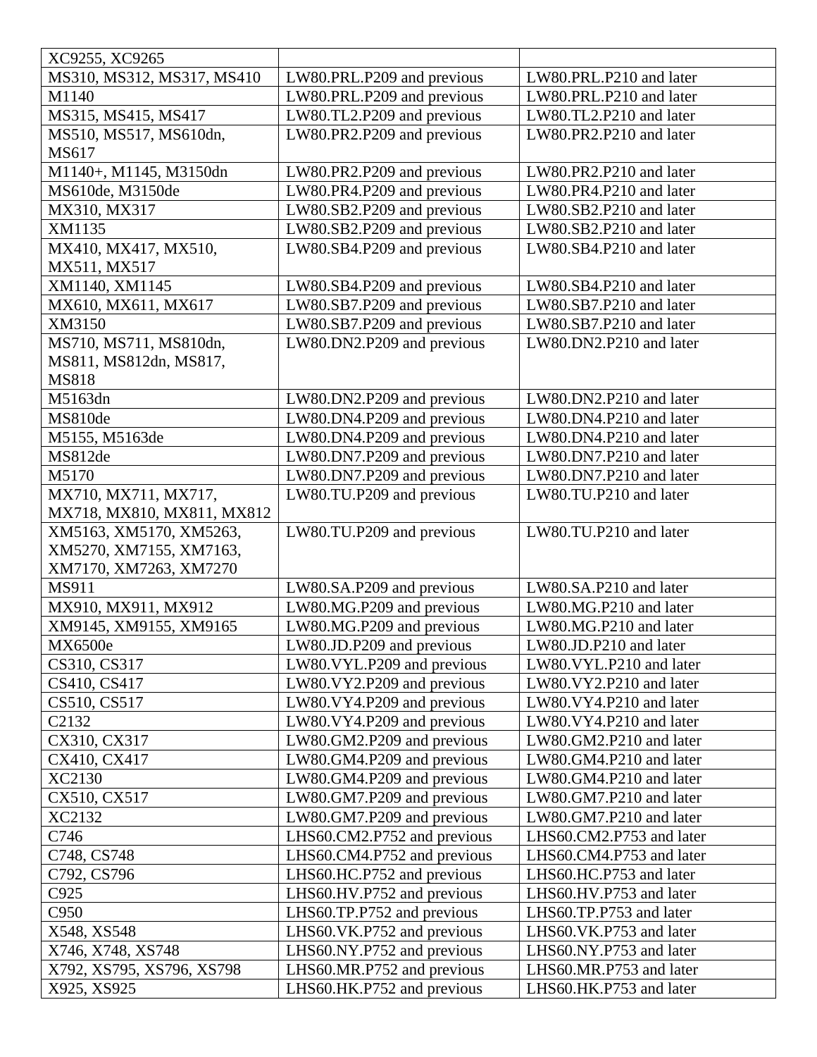| XC9255, XC9265 | | |
|---|---|---|
| MS310, MS312, MS317, MS410 | LW80.PRL.P209 and previous | LW80.PRL.P210 and later |
| M1140 | LW80.PRL.P209 and previous | LW80.PRL.P210 and later |
| MS315, MS415, MS417 | LW80.TL2.P209 and previous | LW80.TL2.P210 and later |
| MS510, MS517, MS610dn, MS617 | LW80.PR2.P209 and previous | LW80.PR2.P210 and later |
| M1140+, M1145, M3150dn | LW80.PR2.P209 and previous | LW80.PR2.P210 and later |
| MS610de, M3150de | LW80.PR4.P209 and previous | LW80.PR4.P210 and later |
| MX310, MX317 | LW80.SB2.P209 and previous | LW80.SB2.P210 and later |
| XM1135 | LW80.SB2.P209 and previous | LW80.SB2.P210 and later |
| MX410, MX417, MX510, MX511, MX517 | LW80.SB4.P209 and previous | LW80.SB4.P210 and later |
| XM1140, XM1145 | LW80.SB4.P209 and previous | LW80.SB4.P210 and later |
| MX610, MX611, MX617 | LW80.SB7.P209 and previous | LW80.SB7.P210 and later |
| XM3150 | LW80.SB7.P209 and previous | LW80.SB7.P210 and later |
| MS710, MS711, MS810dn, MS811, MS812dn, MS817, MS818 | LW80.DN2.P209 and previous | LW80.DN2.P210 and later |
| M5163dn | LW80.DN2.P209 and previous | LW80.DN2.P210 and later |
| MS810de | LW80.DN4.P209 and previous | LW80.DN4.P210 and later |
| M5155, M5163de | LW80.DN4.P209 and previous | LW80.DN4.P210 and later |
| MS812de | LW80.DN7.P209 and previous | LW80.DN7.P210 and later |
| M5170 | LW80.DN7.P209 and previous | LW80.DN7.P210 and later |
| MX710, MX711, MX717, MX718, MX810, MX811, MX812 | LW80.TU.P209 and previous | LW80.TU.P210 and later |
| XM5163, XM5170, XM5263, XM5270, XM7155, XM7163, XM7170, XM7263, XM7270 | LW80.TU.P209 and previous | LW80.TU.P210 and later |
| MS911 | LW80.SA.P209 and previous | LW80.SA.P210 and later |
| MX910, MX911, MX912 | LW80.MG.P209 and previous | LW80.MG.P210 and later |
| XM9145, XM9155, XM9165 | LW80.MG.P209 and previous | LW80.MG.P210 and later |
| MX6500e | LW80.JD.P209 and previous | LW80.JD.P210 and later |
| CS310, CS317 | LW80.VYL.P209 and previous | LW80.VYL.P210 and later |
| CS410, CS417 | LW80.VY2.P209 and previous | LW80.VY2.P210 and later |
| CS510, CS517 | LW80.VY4.P209 and previous | LW80.VY4.P210 and later |
| C2132 | LW80.VY4.P209 and previous | LW80.VY4.P210 and later |
| CX310, CX317 | LW80.GM2.P209 and previous | LW80.GM2.P210 and later |
| CX410, CX417 | LW80.GM4.P209 and previous | LW80.GM4.P210 and later |
| XC2130 | LW80.GM4.P209 and previous | LW80.GM4.P210 and later |
| CX510, CX517 | LW80.GM7.P209 and previous | LW80.GM7.P210 and later |
| XC2132 | LW80.GM7.P209 and previous | LW80.GM7.P210 and later |
| C746 | LHS60.CM2.P752 and previous | LHS60.CM2.P753 and later |
| C748, CS748 | LHS60.CM4.P752 and previous | LHS60.CM4.P753 and later |
| C792, CS796 | LHS60.HC.P752 and previous | LHS60.HC.P753 and later |
| C925 | LHS60.HV.P752 and previous | LHS60.HV.P753 and later |
| C950 | LHS60.TP.P752 and previous | LHS60.TP.P753 and later |
| X548, XS548 | LHS60.VK.P752 and previous | LHS60.VK.P753 and later |
| X746, X748, XS748 | LHS60.NY.P752 and previous | LHS60.NY.P753 and later |
| X792, XS795, XS796, XS798 | LHS60.MR.P752 and previous | LHS60.MR.P753 and later |
| X925, XS925 | LHS60.HK.P752 and previous | LHS60.HK.P753 and later |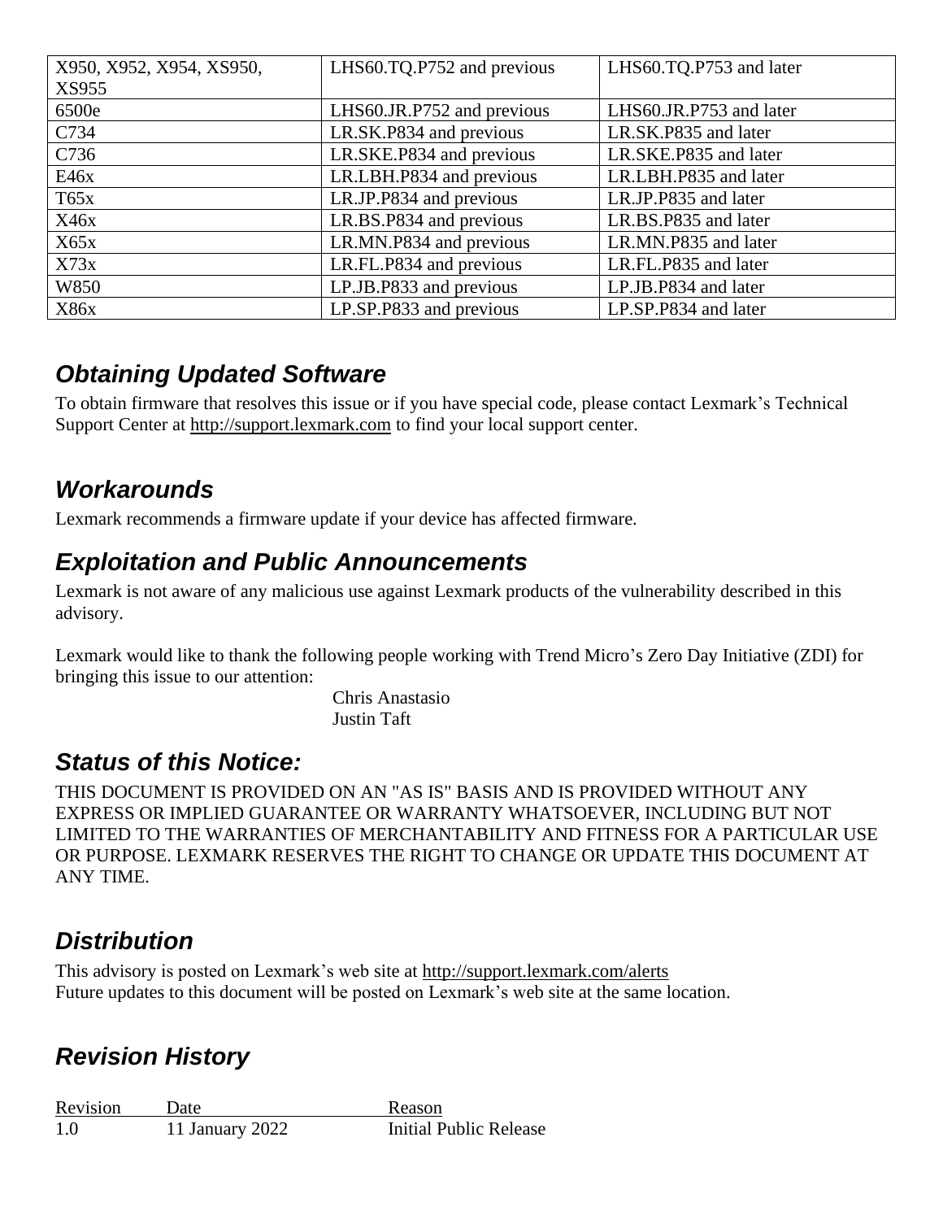| | | |
|---|---|---|
| X950, X952, X954, XS950, XS955 | LHS60.TQ.P752 and previous | LHS60.TQ.P753 and later |
| 6500e | LHS60.JR.P752 and previous | LHS60.JR.P753 and later |
| C734 | LR.SK.P834 and previous | LR.SK.P835 and later |
| C736 | LR.SKE.P834 and previous | LR.SKE.P835 and later |
| E46x | LR.LBH.P834 and previous | LR.LBH.P835 and later |
| T65x | LR.JP.P834 and previous | LR.JP.P835 and later |
| X46x | LR.BS.P834 and previous | LR.BS.P835 and later |
| X65x | LR.MN.P834 and previous | LR.MN.P835 and later |
| X73x | LR.FL.P834 and previous | LR.FL.P835 and later |
| W850 | LP.JB.P833 and previous | LP.JB.P834 and later |
| X86x | LP.SP.P833 and previous | LP.SP.P834 and later |

## *Obtaining Updated Software*

To obtain firmware that resolves this issue or if you have special code, please contact Lexmark's Technical Support Center at http://support.lexmark.com to find your local support center.

## *Workarounds*

Lexmark recommends a firmware update if your device has affected firmware.

## *Exploitation and Public Announcements*

Lexmark is not aware of any malicious use against Lexmark products of the vulnerability described in this advisory.

Lexmark would like to thank the following people working with Trend Micro's Zero Day Initiative (ZDI) for bringing this issue to our attention:

Chris Anastasio
Justin Taft

## *Status of this Notice:*

THIS DOCUMENT IS PROVIDED ON AN "AS IS" BASIS AND IS PROVIDED WITHOUT ANY EXPRESS OR IMPLIED GUARANTEE OR WARRANTY WHATSOEVER, INCLUDING BUT NOT LIMITED TO THE WARRANTIES OF MERCHANTABILITY AND FITNESS FOR A PARTICULAR USE OR PURPOSE. LEXMARK RESERVES THE RIGHT TO CHANGE OR UPDATE THIS DOCUMENT AT ANY TIME.

## *Distribution*

This advisory is posted on Lexmark's web site at http://support.lexmark.com/alerts
Future updates to this document will be posted on Lexmark's web site at the same location.

## *Revision History*

| Revision | Date | Reason |
|---|---|---|
| 1.0 | 11 January 2022 | Initial Public Release |